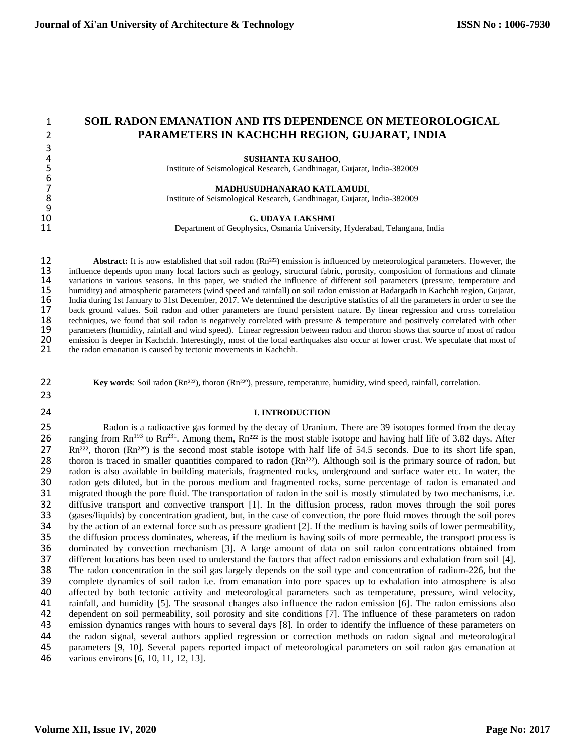# SOIL RADON EMANATION AND ITS DEPENDENCE ON METEOROLOGICAL PARAMETERS IN KACHCHH REGION, GUJARAT, INDIA

**SUSHANTA KU SAHOO**,
Institute of Seismological Research, Gandhinagar, Gujarat, India-382009

**MADHUSUDHANARAO KATLAMUDI**,
Institute of Seismological Research, Gandhinagar, Gujarat, India-382009

**G. UDAYA LAKSHMI**
Department of Geophysics, Osmania University, Hyderabad, Telangana, India

**Abstract:** It is now established that soil radon ($Rn^{222}$) emission is influenced by meteorological parameters. However, the influence depends upon many local factors such as geology, structural fabric, porosity, composition of formations and climate variations in various seasons. In this paper, we studied the influence of different soil parameters (pressure, temperature and humidity) and atmospheric parameters (wind speed and rainfall) on soil radon emission at Badargadh in Kachchh region, Gujarat, India during 1st January to 31st December, 2017. We determined the descriptive statistics of all the parameters in order to see the back ground values. Soil radon and other parameters are found persistent nature. By linear regression and cross correlation techniques, we found that soil radon is negatively correlated with pressure & temperature and positively correlated with other parameters (humidity, rainfall and wind speed). Linear regression between radon and thoron shows that source of most of radon emission is deeper in Kachchh. Interestingly, most of the local earthquakes also occur at lower crust. We speculate that most of the radon emanation is caused by tectonic movements in Kachchh.

**Key words**: Soil radon ($Rn^{222}$), thoron ($Rn^{220}$), pressure, temperature, humidity, wind speed, rainfall, correlation.

## I. INTRODUCTION

Radon is a radioactive gas formed by the decay of Uranium. There are 39 isotopes formed from the decay ranging from $Rn^{193}$ to $Rn^{231}$. Among them, $Rn^{222}$ is the most stable isotope and having half life of 3.82 days. After $Rn^{222}$, thoron ($Rn^{220}$) is the second most stable isotope with half life of 54.5 seconds. Due to its short life span, thoron is traced in smaller quantities compared to radon ($Rn^{222}$). Although soil is the primary source of radon, but radon is also available in building materials, fragmented rocks, underground and surface water etc. In water, the radon gets diluted, but in the porous medium and fragmented rocks, some percentage of radon is emanated and migrated though the pore fluid. The transportation of radon in the soil is mostly stimulated by two mechanisms, i.e. diffusive transport and convective transport [1]. In the diffusion process, radon moves through the soil pores (gases/liquids) by concentration gradient, but, in the case of convection, the pore fluid moves through the soil pores by the action of an external force such as pressure gradient [2]. If the medium is having soils of lower permeability, the diffusion process dominates, whereas, if the medium is having soils of more permeable, the transport process is dominated by convection mechanism [3]. A large amount of data on soil radon concentrations obtained from different locations has been used to understand the factors that affect radon emissions and exhalation from soil [4]. The radon concentration in the soil gas largely depends on the soil type and concentration of radium-226, but the complete dynamics of soil radon i.e. from emanation into pore spaces up to exhalation into atmosphere is also affected by both tectonic activity and meteorological parameters such as temperature, pressure, wind velocity, rainfall, and humidity [5]. The seasonal changes also influence the radon emission [6]. The radon emissions also dependent on soil permeability, soil porosity and site conditions [7]. The influence of these parameters on radon emission dynamics ranges with hours to several days [8]. In order to identify the influence of these parameters on the radon signal, several authors applied regression or correction methods on radon signal and meteorological parameters [9, 10]. Several papers reported impact of meteorological parameters on soil radon gas emanation at various environs [6, 10, 11, 12, 13].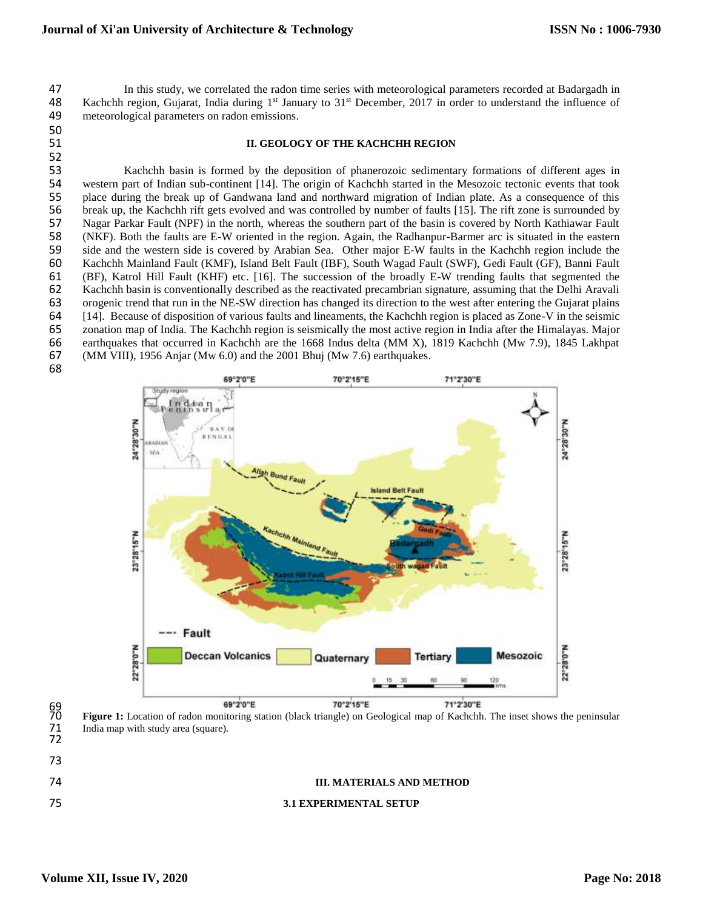In this study, we correlated the radon time series with meteorological parameters recorded at Badargadh in Kachchh region, Gujarat, India during 1st January to 31st December, 2017 in order to understand the influence of meteorological parameters on radon emissions.

## II. GEOLOGY OF THE KACHCHH REGION

Kachchh basin is formed by the deposition of phanerozoic sedimentary formations of different ages in western part of Indian sub-continent [14]. The origin of Kachchh started in the Mesozoic tectonic events that took place during the break up of Gandwana land and northward migration of Indian plate. As a consequence of this break up, the Kachchh rift gets evolved and was controlled by number of faults [15]. The rift zone is surrounded by Nagar Parkar Fault (NPF) in the north, whereas the southern part of the basin is covered by North Kathiawar Fault (NKF). Both the faults are E-W oriented in the region. Again, the Radhanpur-Barmer arc is situated in the eastern side and the western side is covered by Arabian Sea. Other major E-W faults in the Kachchh region include the Kachchh Mainland Fault (KMF), Island Belt Fault (IBF), South Wagad Fault (SWF), Gedi Fault (GF), Banni Fault (BF), Katrol Hill Fault (KHF) etc. [16]. The succession of the broadly E-W trending faults that segmented the Kachchh basin is conventionally described as the reactivated precambrian signature, assuming that the Delhi Aravali orogenic trend that run in the NE-SW direction has changed its direction to the west after entering the Gujarat plains [14]. Because of disposition of various faults and lineaments, the Kachchh region is placed as Zone-V in the seismic zonation map of India. The Kachchh region is seismically the most active region in India after the Himalayas. Major earthquakes that occurred in Kachchh are the 1668 Indus delta (MM X), 1819 Kachchh (Mw 7.9), 1845 Lakhpat (MM VIII), 1956 Anjar (Mw 6.0) and the 2001 Bhuj (Mw 7.6) earthquakes.

**Figure 1:** Location of radon monitoring station (black triangle) on Geological map of Kachchh. The inset shows the peninsular India map with study area (square).

## III. MATERIALS AND METHOD

### 3.1 EXPERIMENTAL SETUP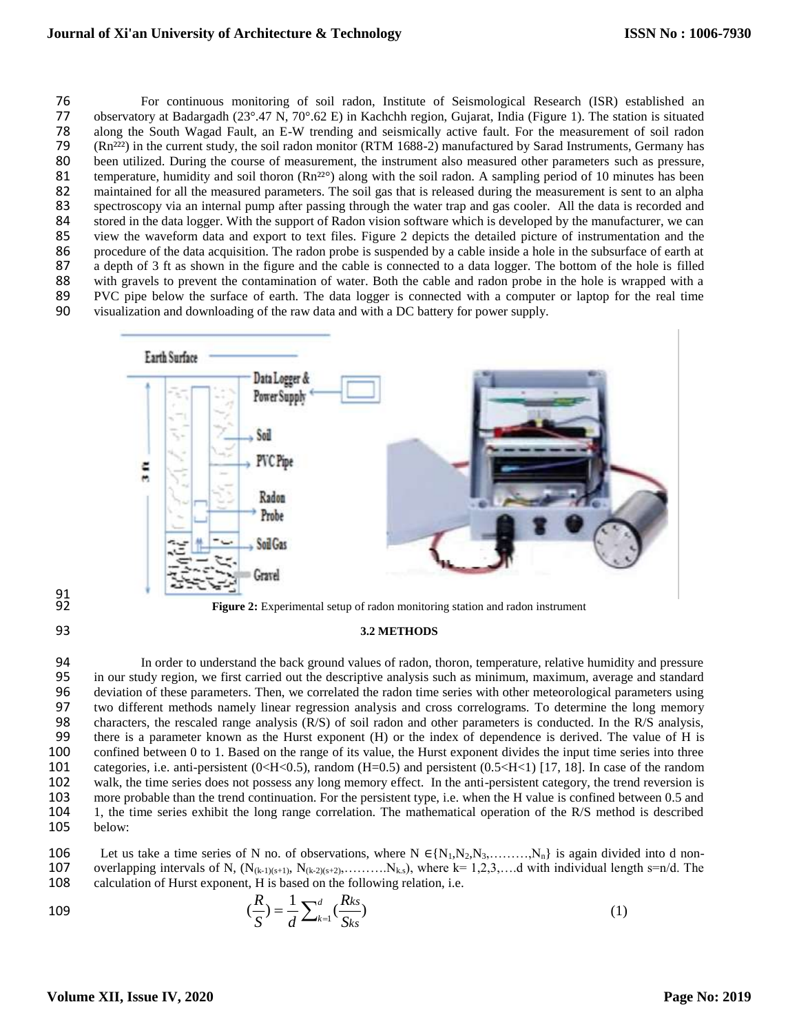For continuous monitoring of soil radon, Institute of Seismological Research (ISR) established an observatory at Badargadh (23°.47 N, 70°.62 E) in Kachchh region, Gujarat, India (Figure 1). The station is situated along the South Wagad Fault, an E-W trending and seismically active fault. For the measurement of soil radon ($Rn^{222}$) in the current study, the soil radon monitor (RTM 1688-2) manufactured by Sarad Instruments, Germany has been utilized. During the course of measurement, the instrument also measured other parameters such as pressure, temperature, humidity and soil thoron ($Rn^{220}$) along with the soil radon. A sampling period of 10 minutes has been maintained for all the measured parameters. The soil gas that is released during the measurement is sent to an alpha spectroscopy via an internal pump after passing through the water trap and gas cooler. All the data is recorded and stored in the data logger. With the support of Radon vision software which is developed by the manufacturer, we can view the waveform data and export to text files. Figure 2 depicts the detailed picture of instrumentation and the procedure of the data acquisition. The radon probe is suspended by a cable inside a hole in the subsurface of earth at a depth of 3 ft as shown in the figure and the cable is connected to a data logger. The bottom of the hole is filled with gravels to prevent the contamination of water. Both the cable and radon probe in the hole is wrapped with a PVC pipe below the surface of earth. The data logger is connected with a computer or laptop for the real time visualization and downloading of the raw data and with a DC battery for power supply.

**Figure 2:** Experimental setup of radon monitoring station and radon instrument

### 3.2 METHODS

In order to understand the back ground values of radon, thoron, temperature, relative humidity and pressure in our study region, we first carried out the descriptive analysis such as minimum, maximum, average and standard deviation of these parameters. Then, we correlated the radon time series with other meteorological parameters using two different methods namely linear regression analysis and cross correlograms. To determine the long memory characters, the rescaled range analysis (R/S) of soil radon and other parameters is conducted. In the R/S analysis, there is a parameter known as the Hurst exponent (H) or the index of dependence is derived. The value of H is confined between 0 to 1. Based on the range of its value, the Hurst exponent divides the input time series into three categories, i.e. anti-persistent ($0<H<0.5$), random ($H=0.5$) and persistent ($0.5<H<1$) [17, 18]. In case of the random walk, the time series does not possess any long memory effect. In the anti-persistent category, the trend reversion is more probable than the trend continuation. For the persistent type, i.e. when the H value is confined between 0.5 and 1, the time series exhibit the long range correlation. The mathematical operation of the R/S method is described below:

Let us take a time series of N no. of observations, where $N \in \{N_1, N_2, N_3, \ldots\ldots\ldots, N_n\}$ is again divided into d non-overlapping intervals of N, ($N_{(k-1)(s+1)}$, $N_{(k-2)(s+2)}, \ldots\ldots\ldots. N_{k.s}$), where $k = 1,2,3,\ldots.d$ with individual length $s=n/d$. The calculation of Hurst exponent, H is based on the following relation, i.e.

$$\left(\frac{R}{S}\right) = \frac{1}{d}\sum_{k=1}^{d}\left(\frac{R_{ks}}{S_{ks}}\right) \tag{1}$$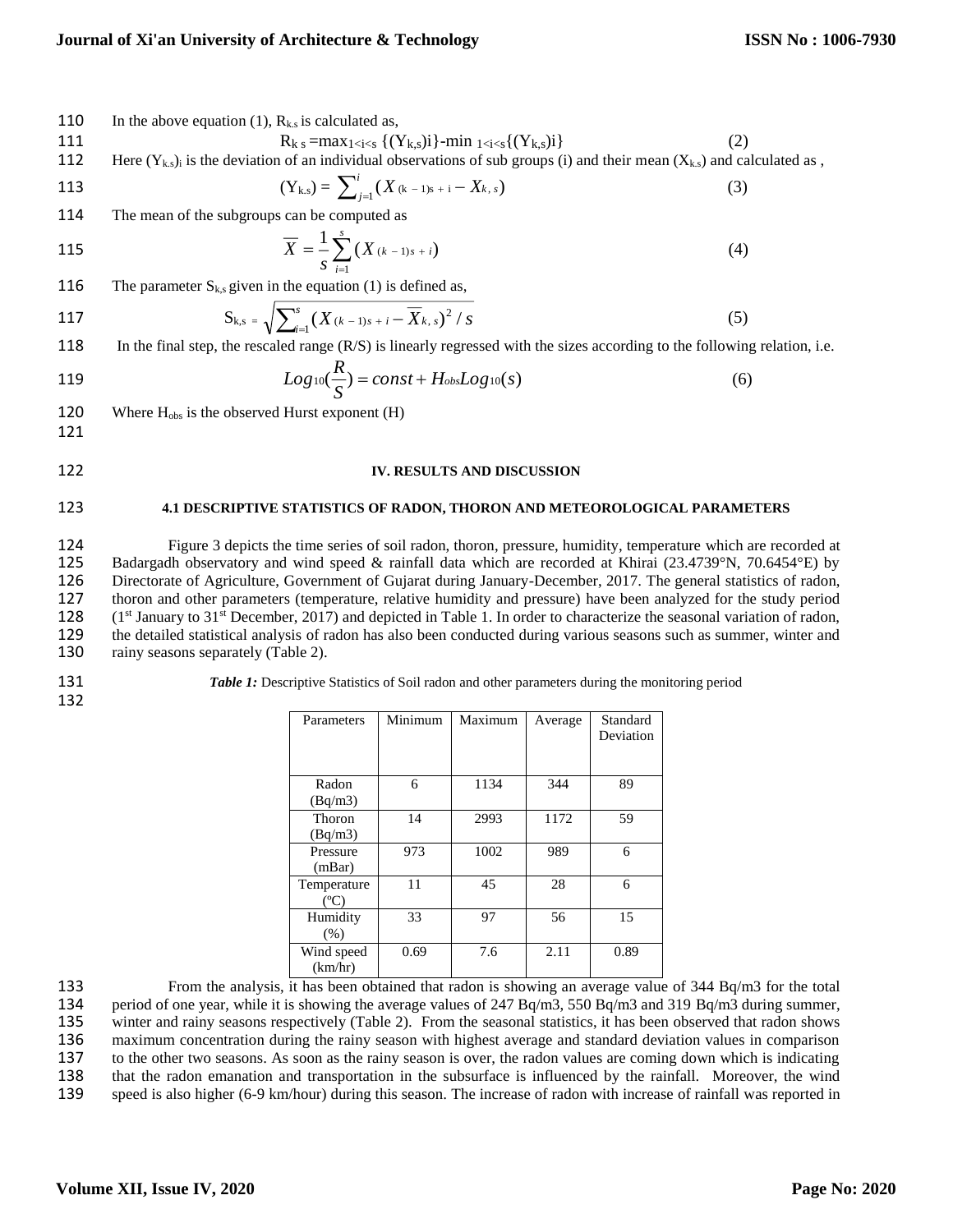In the above equation (1), $R_{k,s}$ is calculated as,

$$R_{k\,s} = \max_{1<i<s} \{(Y_{k,s})i\} - \min_{1<i<s}\{(Y_{k,s})i\} \tag{2}$$

Here $(Y_{k,s})_i$ is the deviation of an individual observations of sub groups (i) and their mean ($X_{k,s}$) and calculated as ,

$$(Y_{k,s}) = \sum_{j=1}^{i} (X_{(k-1)s+i} - X_{k,s}) \tag{3}$$

The mean of the subgroups can be computed as

$$\overline{X} = \frac{1}{s}\sum_{i=1}^{s} (X_{(k-1)s+i}) \tag{4}$$

The parameter $S_{k,s}$ given in the equation (1) is defined as,

$$S_{k,s} = \sqrt{\sum_{i=1}^{s} (X_{(k-1)s+i} - \overline{X}_{k,s})^2 / s} \tag{5}$$

In the final step, the rescaled range (R/S) is linearly regressed with the sizes according to the following relation, i.e.

$$Log_{10}(\frac{R}{S}) = const + H_{obs} Log_{10}(s) \tag{6}$$

Where $H_{obs}$ is the observed Hurst exponent (H)

## IV. RESULTS AND DISCUSSION

### 4.1 DESCRIPTIVE STATISTICS OF RADON, THORON AND METEOROLOGICAL PARAMETERS

Figure 3 depicts the time series of soil radon, thoron, pressure, humidity, temperature which are recorded at Badargadh observatory and wind speed & rainfall data which are recorded at Khirai (23.4739°N, 70.6454°E) by Directorate of Agriculture, Government of Gujarat during January-December, 2017. The general statistics of radon, thoron and other parameters (temperature, relative humidity and pressure) have been analyzed for the study period (1st January to 31st December, 2017) and depicted in Table 1. In order to characterize the seasonal variation of radon, the detailed statistical analysis of radon has also been conducted during various seasons such as summer, winter and rainy seasons separately (Table 2).

***Table 1:*** Descriptive Statistics of Soil radon and other parameters during the monitoring period

| Parameters | Minimum | Maximum | Average | Standard Deviation |
|---|---|---|---|---|
| Radon (Bq/m3) | 6 | 1134 | 344 | 89 |
| Thoron (Bq/m3) | 14 | 2993 | 1172 | 59 |
| Pressure (mBar) | 973 | 1002 | 989 | 6 |
| Temperature (ºC) | 11 | 45 | 28 | 6 |
| Humidity (%) | 33 | 97 | 56 | 15 |
| Wind speed (km/hr) | 0.69 | 7.6 | 2.11 | 0.89 |

From the analysis, it has been obtained that radon is showing an average value of 344 Bq/m3 for the total period of one year, while it is showing the average values of 247 Bq/m3, 550 Bq/m3 and 319 Bq/m3 during summer, winter and rainy seasons respectively (Table 2). From the seasonal statistics, it has been observed that radon shows maximum concentration during the rainy season with highest average and standard deviation values in comparison to the other two seasons. As soon as the rainy season is over, the radon values are coming down which is indicating that the radon emanation and transportation in the subsurface is influenced by the rainfall. Moreover, the wind speed is also higher (6-9 km/hour) during this season. The increase of radon with increase of rainfall was reported in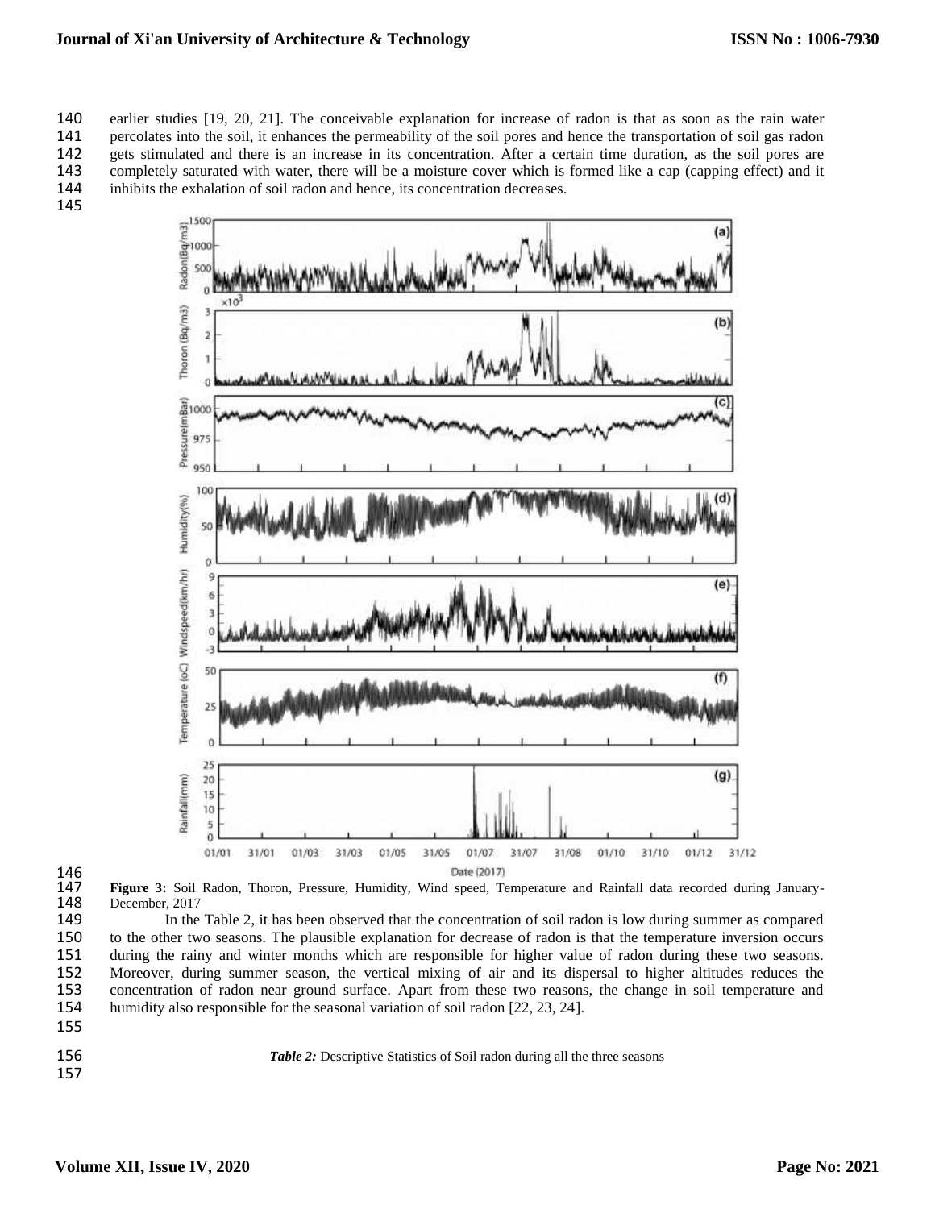earlier studies [19, 20, 21]. The conceivable explanation for increase of radon is that as soon as the rain water percolates into the soil, it enhances the permeability of the soil pores and hence the transportation of soil gas radon gets stimulated and there is an increase in its concentration. After a certain time duration, as the soil pores are completely saturated with water, there will be a moisture cover which is formed like a cap (capping effect) and it inhibits the exhalation of soil radon and hence, its concentration decreases.

**Figure 3:** Soil Radon, Thoron, Pressure, Humidity, Wind speed, Temperature and Rainfall data recorded during January-December, 2017

In the Table 2, it has been observed that the concentration of soil radon is low during summer as compared to the other two seasons. The plausible explanation for decrease of radon is that the temperature inversion occurs during the rainy and winter months which are responsible for higher value of radon during these two seasons. Moreover, during summer season, the vertical mixing of air and its dispersal to higher altitudes reduces the concentration of radon near ground surface. Apart from these two reasons, the change in soil temperature and humidity also responsible for the seasonal variation of soil radon [22, 23, 24].

***Table 2:*** Descriptive Statistics of Soil radon during all the three seasons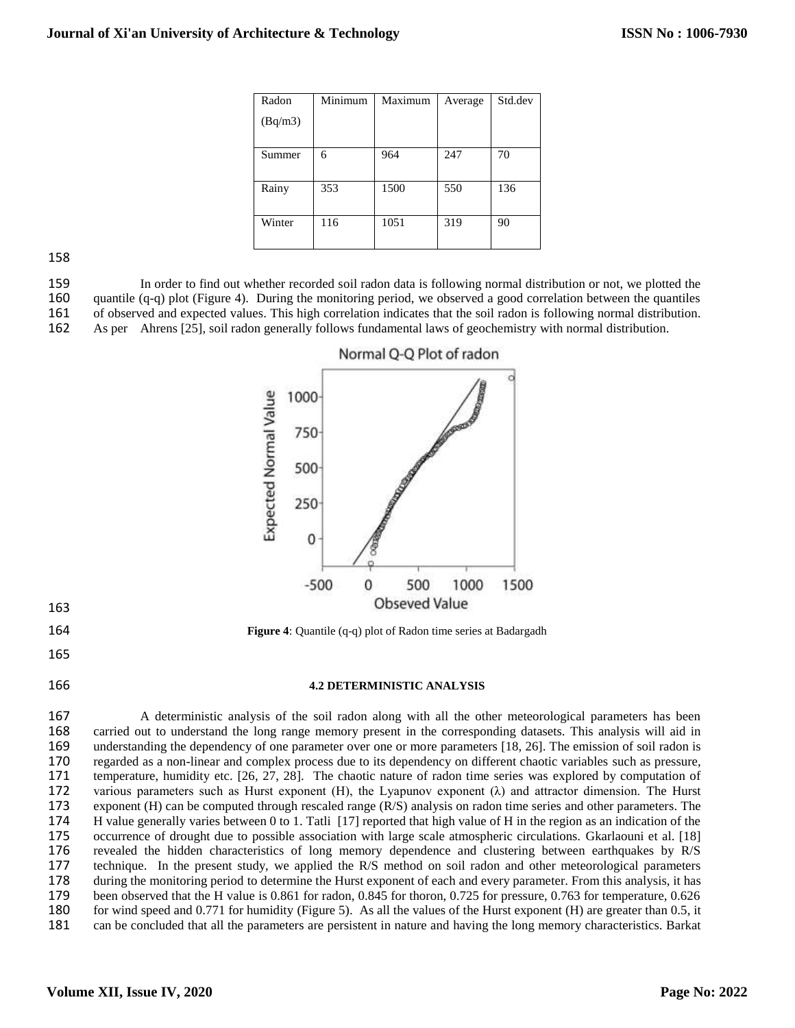| Radon (Bq/m3) | Minimum | Maximum | Average | Std.dev |
| --- | --- | --- | --- | --- |
| Summer | 6 | 964 | 247 | 70 |
| Rainy | 353 | 1500 | 550 | 136 |
| Winter | 116 | 1051 | 319 | 90 |

In order to find out whether recorded soil radon data is following normal distribution or not, we plotted the quantile (q-q) plot (Figure 4). During the monitoring period, we observed a good correlation between the quantiles of observed and expected values. This high correlation indicates that the soil radon is following normal distribution. As per Ahrens [25], soil radon generally follows fundamental laws of geochemistry with normal distribution.

**Figure 4**: Quantile (q-q) plot of Radon time series at Badargadh

#### 4.2 DETERMINISTIC ANALYSIS

A deterministic analysis of the soil radon along with all the other meteorological parameters has been carried out to understand the long range memory present in the corresponding datasets. This analysis will aid in understanding the dependency of one parameter over one or more parameters [18, 26]. The emission of soil radon is regarded as a non-linear and complex process due to its dependency on different chaotic variables such as pressure, temperature, humidity etc. [26, 27, 28]. The chaotic nature of radon time series was explored by computation of various parameters such as Hurst exponent (H), the Lyapunov exponent ($\lambda$) and attractor dimension. The Hurst exponent (H) can be computed through rescaled range (R/S) analysis on radon time series and other parameters. The H value generally varies between 0 to 1. Tatli [17] reported that high value of H in the region as an indication of the occurrence of drought due to possible association with large scale atmospheric circulations. Gkarlaouni et al. [18] revealed the hidden characteristics of long memory dependence and clustering between earthquakes by R/S technique. In the present study, we applied the R/S method on soil radon and other meteorological parameters during the monitoring period to determine the Hurst exponent of each and every parameter. From this analysis, it has been observed that the H value is 0.861 for radon, 0.845 for thoron, 0.725 for pressure, 0.763 for temperature, 0.626 for wind speed and 0.771 for humidity (Figure 5). As all the values of the Hurst exponent (H) are greater than 0.5, it can be concluded that all the parameters are persistent in nature and having the long memory characteristics. Barkat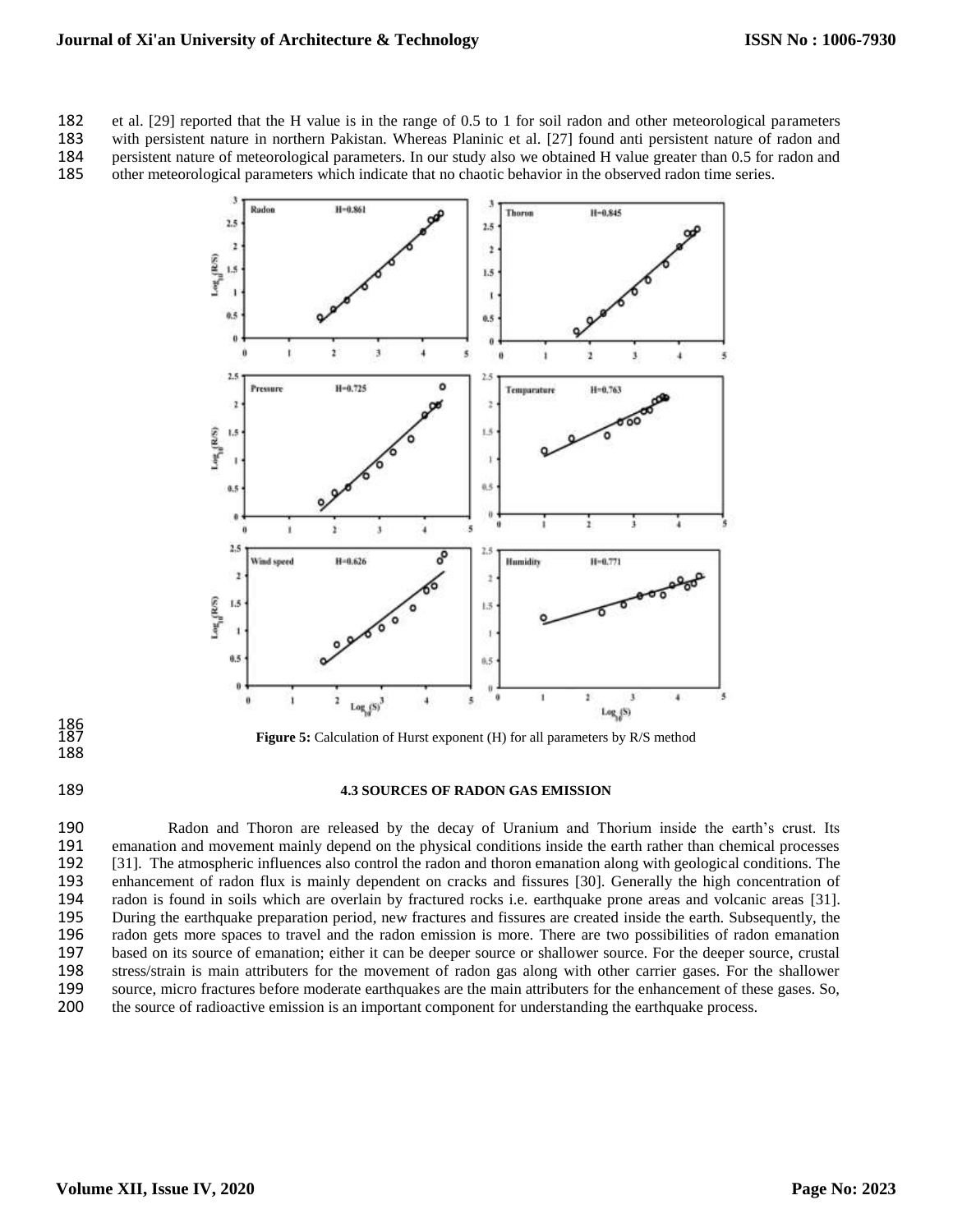et al. [29] reported that the H value is in the range of 0.5 to 1 for soil radon and other meteorological parameters with persistent nature in northern Pakistan. Whereas Planinic et al. [27] found anti persistent nature of radon and persistent nature of meteorological parameters. In our study also we obtained H value greater than 0.5 for radon and other meteorological parameters which indicate that no chaotic behavior in the observed radon time series.

**Figure 5:** Calculation of Hurst exponent (H) for all parameters by R/S method

### 4.3 SOURCES OF RADON GAS EMISSION

Radon and Thoron are released by the decay of Uranium and Thorium inside the earth's crust. Its emanation and movement mainly depend on the physical conditions inside the earth rather than chemical processes [31]. The atmospheric influences also control the radon and thoron emanation along with geological conditions. The enhancement of radon flux is mainly dependent on cracks and fissures [30]. Generally the high concentration of radon is found in soils which are overlain by fractured rocks i.e. earthquake prone areas and volcanic areas [31]. During the earthquake preparation period, new fractures and fissures are created inside the earth. Subsequently, the radon gets more spaces to travel and the radon emission is more. There are two possibilities of radon emanation based on its source of emanation; either it can be deeper source or shallower source. For the deeper source, crustal stress/strain is main attributers for the movement of radon gas along with other carrier gases. For the shallower source, micro fractures before moderate earthquakes are the main attributers for the enhancement of these gases. So, the source of radioactive emission is an important component for understanding the earthquake process.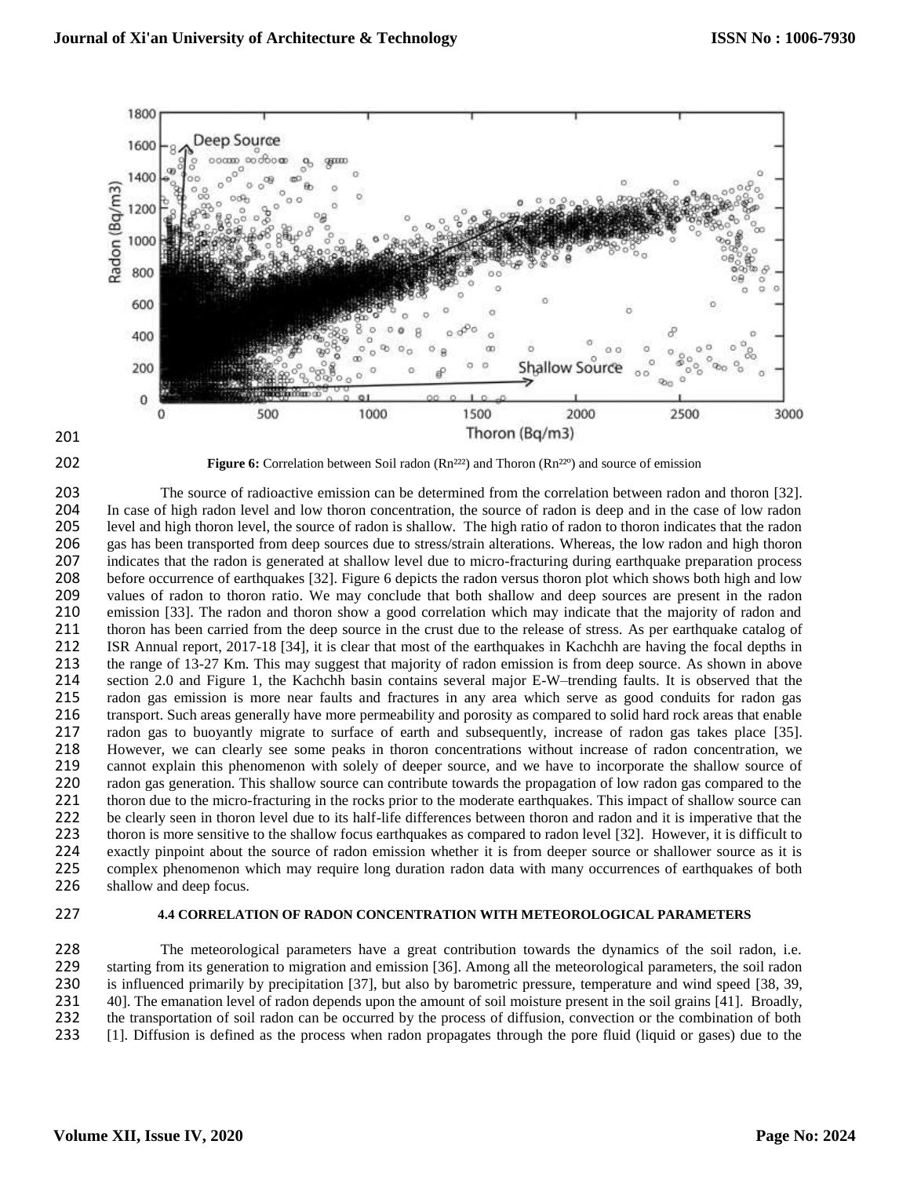**Figure 6:** Correlation between Soil radon ($Rn^{222}$) and Thoron ($Rn^{220}$) and source of emission

The source of radioactive emission can be determined from the correlation between radon and thoron [32]. In case of high radon level and low thoron concentration, the source of radon is deep and in the case of low radon level and high thoron level, the source of radon is shallow. The high ratio of radon to thoron indicates that the radon gas has been transported from deep sources due to stress/strain alterations. Whereas, the low radon and high thoron indicates that the radon is generated at shallow level due to micro-fracturing during earthquake preparation process before occurrence of earthquakes [32]. Figure 6 depicts the radon versus thoron plot which shows both high and low values of radon to thoron ratio. We may conclude that both shallow and deep sources are present in the radon emission [33]. The radon and thoron show a good correlation which may indicate that the majority of radon and thoron has been carried from the deep source in the crust due to the release of stress. As per earthquake catalog of ISR Annual report, 2017-18 [34], it is clear that most of the earthquakes in Kachchh are having the focal depths in the range of 13-27 Km. This may suggest that majority of radon emission is from deep source. As shown in above section 2.0 and Figure 1, the Kachchh basin contains several major E-W–trending faults. It is observed that the radon gas emission is more near faults and fractures in any area which serve as good conduits for radon gas transport. Such areas generally have more permeability and porosity as compared to solid hard rock areas that enable radon gas to buoyantly migrate to surface of earth and subsequently, increase of radon gas takes place [35]. However, we can clearly see some peaks in thoron concentrations without increase of radon concentration, we cannot explain this phenomenon with solely of deeper source, and we have to incorporate the shallow source of radon gas generation. This shallow source can contribute towards the propagation of low radon gas compared to the thoron due to the micro-fracturing in the rocks prior to the moderate earthquakes. This impact of shallow source can be clearly seen in thoron level due to its half-life differences between thoron and radon and it is imperative that the thoron is more sensitive to the shallow focus earthquakes as compared to radon level [32]. However, it is difficult to exactly pinpoint about the source of radon emission whether it is from deeper source or shallower source as it is complex phenomenon which may require long duration radon data with many occurrences of earthquakes of both shallow and deep focus.

### 4.4 CORRELATION OF RADON CONCENTRATION WITH METEOROLOGICAL PARAMETERS

The meteorological parameters have a great contribution towards the dynamics of the soil radon, i.e. starting from its generation to migration and emission [36]. Among all the meteorological parameters, the soil radon is influenced primarily by precipitation [37], but also by barometric pressure, temperature and wind speed [38, 39, 40]. The emanation level of radon depends upon the amount of soil moisture present in the soil grains [41]. Broadly, the transportation of soil radon can be occurred by the process of diffusion, convection or the combination of both [1]. Diffusion is defined as the process when radon propagates through the pore fluid (liquid or gases) due to the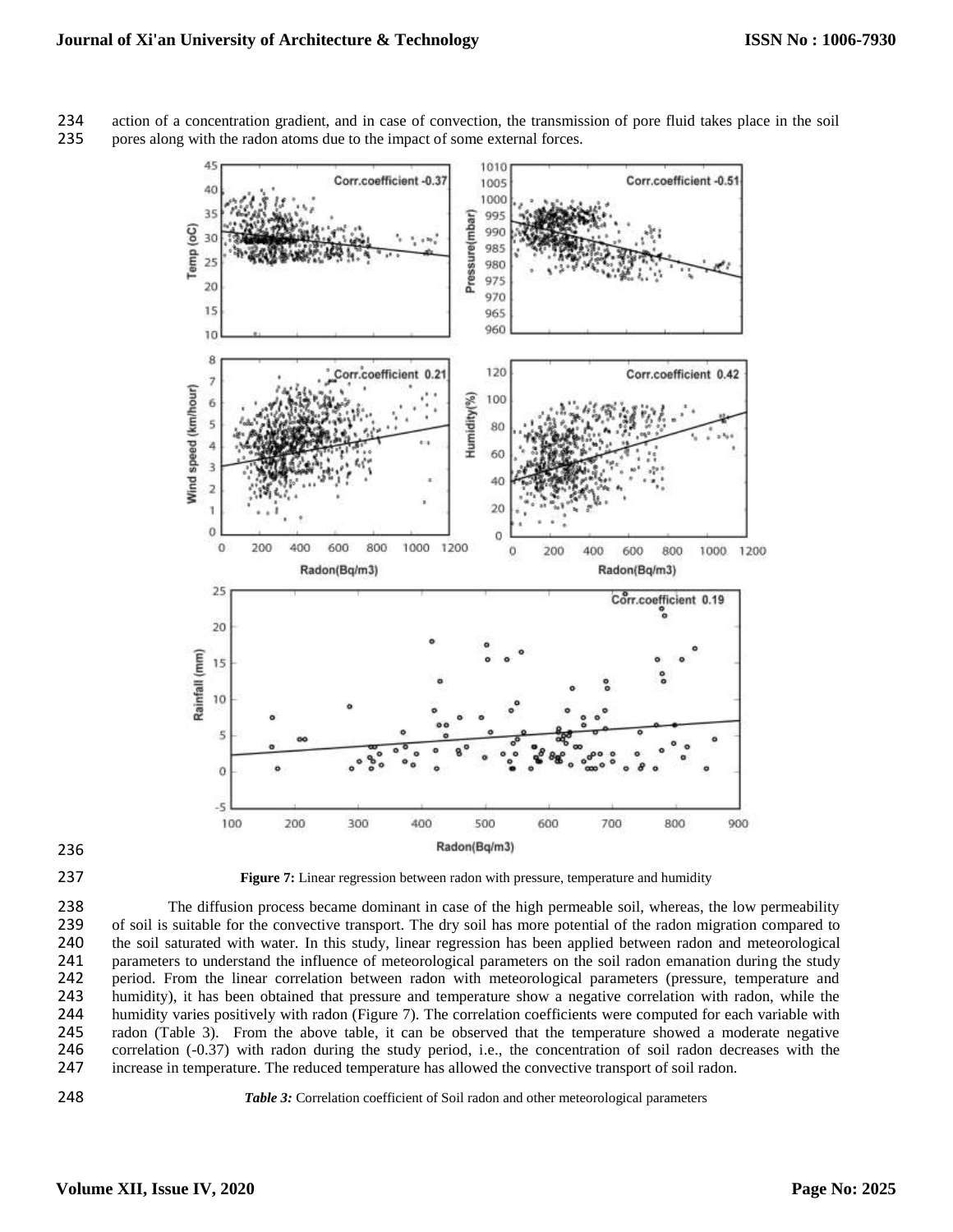action of a concentration gradient, and in case of convection, the transmission of pore fluid takes place in the soil pores along with the radon atoms due to the impact of some external forces.

**Figure 7:** Linear regression between radon with pressure, temperature and humidity

The diffusion process became dominant in case of the high permeable soil, whereas, the low permeability of soil is suitable for the convective transport. The dry soil has more potential of the radon migration compared to the soil saturated with water. In this study, linear regression has been applied between radon and meteorological parameters to understand the influence of meteorological parameters on the soil radon emanation during the study period. From the linear correlation between radon with meteorological parameters (pressure, temperature and humidity), it has been obtained that pressure and temperature show a negative correlation with radon, while the humidity varies positively with radon (Figure 7). The correlation coefficients were computed for each variable with radon (Table 3). From the above table, it can be observed that the temperature showed a moderate negative correlation (-0.37) with radon during the study period, i.e., the concentration of soil radon decreases with the increase in temperature. The reduced temperature has allowed the convective transport of soil radon.

***Table 3:*** Correlation coefficient of Soil radon and other meteorological parameters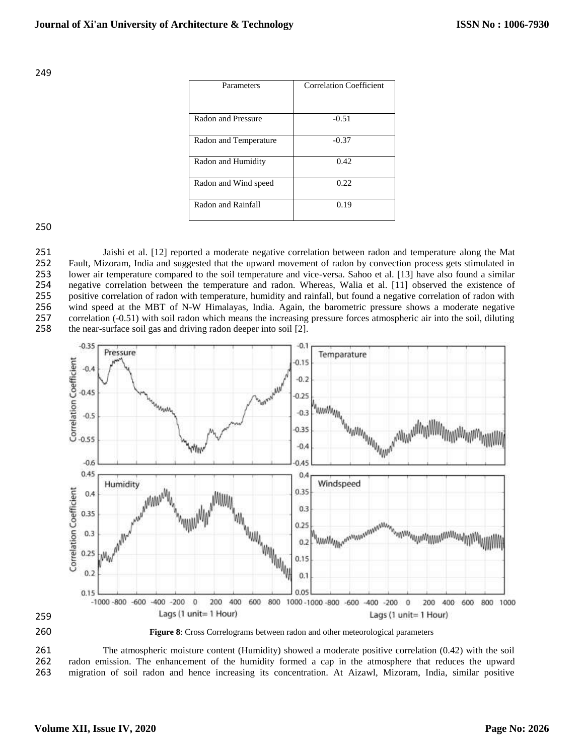| Parameters | Correlation Coefficient |
|---|---|
| Radon and Pressure | -0.51 |
| Radon and Temperature | -0.37 |
| Radon and Humidity | 0.42 |
| Radon and Wind speed | 0.22 |
| Radon and Rainfall | 0.19 |

Jaishi et al. [12] reported a moderate negative correlation between radon and temperature along the Mat Fault, Mizoram, India and suggested that the upward movement of radon by convection process gets stimulated in lower air temperature compared to the soil temperature and vice-versa. Sahoo et al. [13] have also found a similar negative correlation between the temperature and radon. Whereas, Walia et al. [11] observed the existence of positive correlation of radon with temperature, humidity and rainfall, but found a negative correlation of radon with wind speed at the MBT of N-W Himalayas, India. Again, the barometric pressure shows a moderate negative correlation (-0.51) with soil radon which means the increasing pressure forces atmospheric air into the soil, diluting the near-surface soil gas and driving radon deeper into soil [2].

**Figure 8**: Cross Correlograms between radon and other meteorological parameters

The atmospheric moisture content (Humidity) showed a moderate positive correlation (0.42) with the soil radon emission. The enhancement of the humidity formed a cap in the atmosphere that reduces the upward migration of soil radon and hence increasing its concentration. At Aizawl, Mizoram, India, similar positive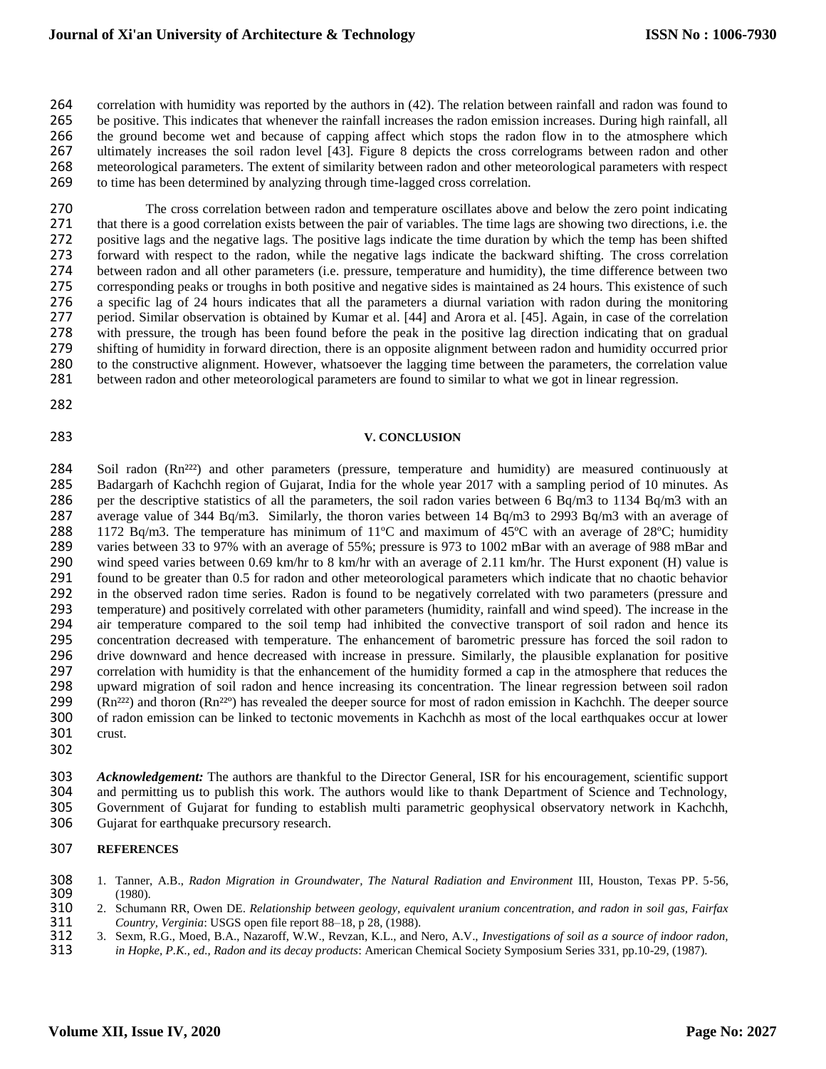correlation with humidity was reported by the authors in (42). The relation between rainfall and radon was found to be positive. This indicates that whenever the rainfall increases the radon emission increases. During high rainfall, all the ground become wet and because of capping affect which stops the radon flow in to the atmosphere which ultimately increases the soil radon level [43]. Figure 8 depicts the cross correlograms between radon and other meteorological parameters. The extent of similarity between radon and other meteorological parameters with respect to time has been determined by analyzing through time-lagged cross correlation.

The cross correlation between radon and temperature oscillates above and below the zero point indicating that there is a good correlation exists between the pair of variables. The time lags are showing two directions, i.e. the positive lags and the negative lags. The positive lags indicate the time duration by which the temp has been shifted forward with respect to the radon, while the negative lags indicate the backward shifting. The cross correlation between radon and all other parameters (i.e. pressure, temperature and humidity), the time difference between two corresponding peaks or troughs in both positive and negative sides is maintained as 24 hours. This existence of such a specific lag of 24 hours indicates that all the parameters a diurnal variation with radon during the monitoring period. Similar observation is obtained by Kumar et al. [44] and Arora et al. [45]. Again, in case of the correlation with pressure, the trough has been found before the peak in the positive lag direction indicating that on gradual shifting of humidity in forward direction, there is an opposite alignment between radon and humidity occurred prior to the constructive alignment. However, whatsoever the lagging time between the parameters, the correlation value between radon and other meteorological parameters are found to similar to what we got in linear regression.

## V. CONCLUSION

Soil radon ($Rn^{222}$) and other parameters (pressure, temperature and humidity) are measured continuously at Badargarh of Kachchh region of Gujarat, India for the whole year 2017 with a sampling period of 10 minutes. As per the descriptive statistics of all the parameters, the soil radon varies between 6 Bq/m3 to 1134 Bq/m3 with an average value of 344 Bq/m3. Similarly, the thoron varies between 14 Bq/m3 to 2993 Bq/m3 with an average of 1172 Bq/m3. The temperature has minimum of 11ºC and maximum of 45ºC with an average of 28ºC; humidity varies between 33 to 97% with an average of 55%; pressure is 973 to 1002 mBar with an average of 988 mBar and wind speed varies between 0.69 km/hr to 8 km/hr with an average of 2.11 km/hr. The Hurst exponent (H) value is found to be greater than 0.5 for radon and other meteorological parameters which indicate that no chaotic behavior in the observed radon time series. Radon is found to be negatively correlated with two parameters (pressure and temperature) and positively correlated with other parameters (humidity, rainfall and wind speed). The increase in the air temperature compared to the soil temp had inhibited the convective transport of soil radon and hence its concentration decreased with temperature. The enhancement of barometric pressure has forced the soil radon to drive downward and hence decreased with increase in pressure. Similarly, the plausible explanation for positive correlation with humidity is that the enhancement of the humidity formed a cap in the atmosphere that reduces the upward migration of soil radon and hence increasing its concentration. The linear regression between soil radon ($Rn^{222}$) and thoron ($Rn^{220}$) has revealed the deeper source for most of radon emission in Kachchh. The deeper source of radon emission can be linked to tectonic movements in Kachchh as most of the local earthquakes occur at lower crust.

***Acknowledgement:*** The authors are thankful to the Director General, ISR for his encouragement, scientific support and permitting us to publish this work. The authors would like to thank Department of Science and Technology, Government of Gujarat for funding to establish multi parametric geophysical observatory network in Kachchh, Gujarat for earthquake precursory research.

## REFERENCES

1. Tanner, A.B., *Radon Migration in Groundwater, The Natural Radiation and Environment* III, Houston, Texas PP. 5-56, (1980).
2. Schumann RR, Owen DE. *Relationship between geology, equivalent uranium concentration, and radon in soil gas, Fairfax Country, Verginia*: USGS open file report 88–18, p 28, (1988).
3. Sexm, R.G., Moed, B.A., Nazaroff, W.W., Revzan, K.L., and Nero, A.V., *Investigations of soil as a source of indoor radon, in Hopke, P.K., ed., Radon and its decay products*: American Chemical Society Symposium Series 331, pp.10-29, (1987).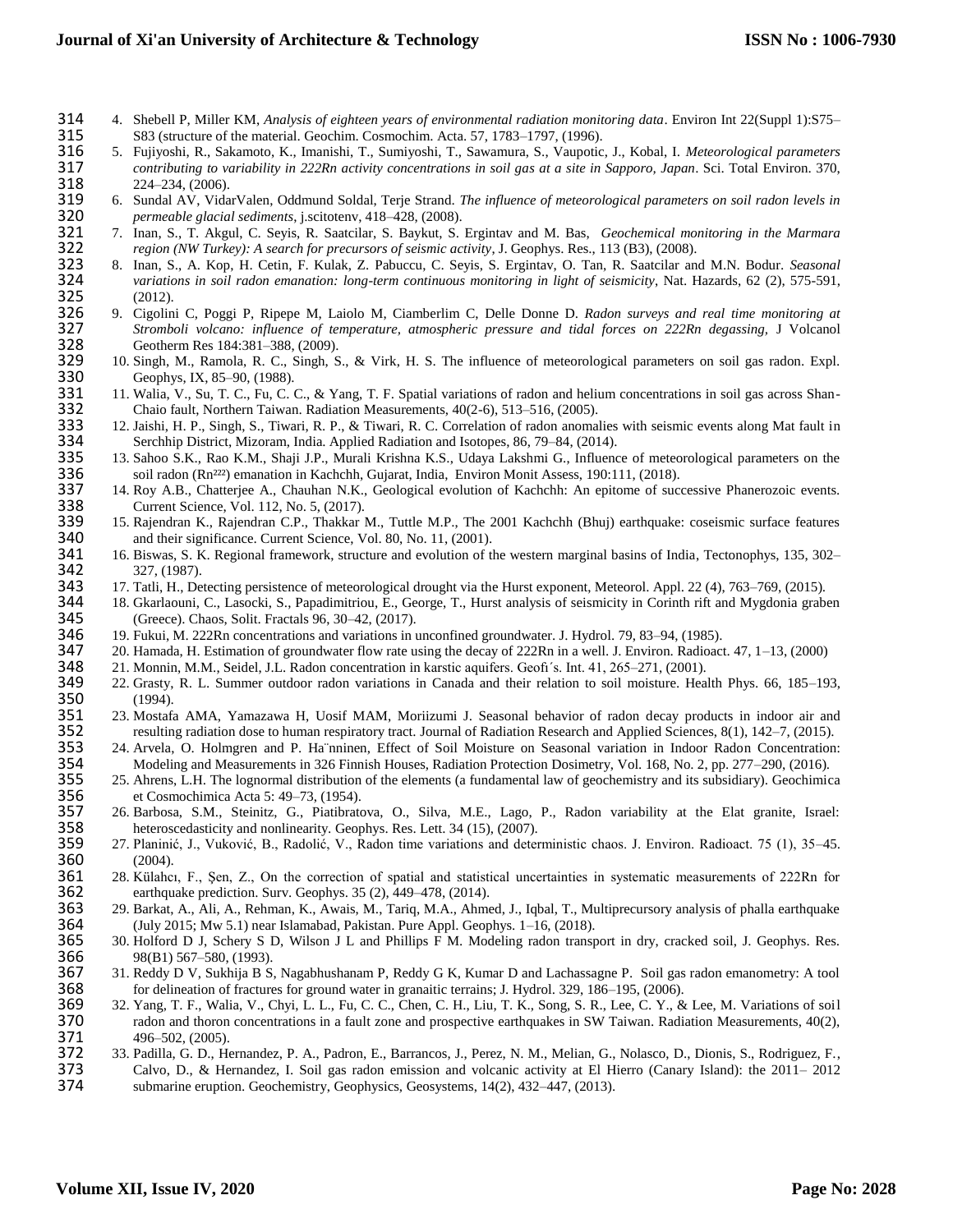4. Shebell P, Miller KM, *Analysis of eighteen years of environmental radiation monitoring data*. Environ Int 22(Suppl 1):S75–S83 (structure of the material. Geochim. Cosmochim. Acta. 57, 1783–1797, (1996).
5. Fujiyoshi, R., Sakamoto, K., Imanishi, T., Sumiyoshi, T., Sawamura, S., Vaupotic, J., Kobal, I. *Meteorological parameters contributing to variability in 222Rn activity concentrations in soil gas at a site in Sapporo, Japan*. Sci. Total Environ. 370, 224–234, (2006).
6. Sundal AV, VidarValen, Oddmund Soldal, Terje Strand. *The influence of meteorological parameters on soil radon levels in permeable glacial sediments*, j.scitotenv, 418–428, (2008).
7. Inan, S., T. Akgul, C. Seyis, R. Saatcilar, S. Baykut, S. Ergintav and M. Bas, *Geochemical monitoring in the Marmara region (NW Turkey): A search for precursors of seismic activity*, J. Geophys. Res., 113 (B3), (2008).
8. Inan, S., A. Kop, H. Cetin, F. Kulak, Z. Pabuccu, C. Seyis, S. Ergintav, O. Tan, R. Saatcilar and M.N. Bodur. *Seasonal variations in soil radon emanation: long-term continuous monitoring in light of seismicity*, Nat. Hazards, 62 (2), 575-591, (2012).
9. Cigolini C, Poggi P, Ripepe M, Laiolo M, Ciamberlim C, Delle Donne D. *Radon surveys and real time monitoring at Stromboli volcano: influence of temperature, atmospheric pressure and tidal forces on 222Rn degassing,* J Volcanol Geotherm Res 184:381–388, (2009).
10. Singh, M., Ramola, R. C., Singh, S., & Virk, H. S. The influence of meteorological parameters on soil gas radon. Expl. Geophys, IX, 85–90, (1988).
11. Walia, V., Su, T. C., Fu, C. C., & Yang, T. F. Spatial variations of radon and helium concentrations in soil gas across Shan-Chaio fault, Northern Taiwan. Radiation Measurements, 40(2-6), 513–516, (2005).
12. Jaishi, H. P., Singh, S., Tiwari, R. P., & Tiwari, R. C. Correlation of radon anomalies with seismic events along Mat fault in Serchhip District, Mizoram, India. Applied Radiation and Isotopes, 86, 79–84, (2014).
13. Sahoo S.K., Rao K.M., Shaji J.P., Murali Krishna K.S., Udaya Lakshmi G., Influence of meteorological parameters on the soil radon ($Rn^{222}$) emanation in Kachchh, Gujarat, India, Environ Monit Assess, 190:111, (2018).
14. Roy A.B., Chatterjee A., Chauhan N.K., Geological evolution of Kachchh: An epitome of successive Phanerozoic events. Current Science, Vol. 112, No. 5, (2017).
15. Rajendran K., Rajendran C.P., Thakkar M., Tuttle M.P., The 2001 Kachchh (Bhuj) earthquake: coseismic surface features and their significance. Current Science, Vol. 80, No. 11, (2001).
16. Biswas, S. K. Regional framework, structure and evolution of the western marginal basins of India, Tectonophys, 135, 302–327, (1987).
17. Tatli, H., Detecting persistence of meteorological drought via the Hurst exponent, Meteorol. Appl. 22 (4), 763–769, (2015).
18. Gkarlaouni, C., Lasocki, S., Papadimitriou, E., George, T., Hurst analysis of seismicity in Corinth rift and Mygdonia graben (Greece). Chaos, Solit. Fractals 96, 30–42, (2017).
19. Fukui, M. 222Rn concentrations and variations in unconfined groundwater. J. Hydrol. 79, 83–94, (1985).
20. Hamada, H. Estimation of groundwater flow rate using the decay of 222Rn in a well. J. Environ. Radioact. 47, 1–13, (2000)
21. Monnin, M.M., Seidel, J.L. Radon concentration in karstic aquifers. Geofı´s. Int. 41, 265–271, (2001).
22. Grasty, R. L. Summer outdoor radon variations in Canada and their relation to soil moisture. Health Phys. 66, 185–193, (1994).
23. Mostafa AMA, Yamazawa H, Uosif MAM, Moriizumi J. Seasonal behavior of radon decay products in indoor air and resulting radiation dose to human respiratory tract. Journal of Radiation Research and Applied Sciences, 8(1), 142–7, (2015).
24. Arvela, O. Holmgren and P. Ha¨nninen, Effect of Soil Moisture on Seasonal variation in Indoor Radon Concentration: Modeling and Measurements in 326 Finnish Houses, Radiation Protection Dosimetry, Vol. 168, No. 2, pp. 277–290, (2016).
25. Ahrens, L.H. The lognormal distribution of the elements (a fundamental law of geochemistry and its subsidiary). Geochimica et Cosmochimica Acta 5: 49–73, (1954).
26. Barbosa, S.M., Steinitz, G., Piatibratova, O., Silva, M.E., Lago, P., Radon variability at the Elat granite, Israel: heteroscedasticity and nonlinearity. Geophys. Res. Lett. 34 (15), (2007).
27. Planinić, J., Vuković, B., Radolić, V., Radon time variations and deterministic chaos. J. Environ. Radioact. 75 (1), 35–45. (2004).
28. Külahcı, F., Şen, Z., On the correction of spatial and statistical uncertainties in systematic measurements of 222Rn for earthquake prediction. Surv. Geophys. 35 (2), 449–478, (2014).
29. Barkat, A., Ali, A., Rehman, K., Awais, M., Tariq, M.A., Ahmed, J., Iqbal, T., Multiprecursory analysis of phalla earthquake (July 2015; Mw 5.1) near Islamabad, Pakistan. Pure Appl. Geophys. 1–16, (2018).
30. Holford D J, Schery S D, Wilson J L and Phillips F M. Modeling radon transport in dry, cracked soil, J. Geophys. Res. 98(B1) 567–580, (1993).
31. Reddy D V, Sukhija B S, Nagabhushanam P, Reddy G K, Kumar D and Lachassagne P. Soil gas radon emanometry: A tool for delineation of fractures for ground water in granaitic terrains; J. Hydrol. 329, 186–195, (2006).
32. Yang, T. F., Walia, V., Chyi, L. L., Fu, C. C., Chen, C. H., Liu, T. K., Song, S. R., Lee, C. Y., & Lee, M. Variations of soil radon and thoron concentrations in a fault zone and prospective earthquakes in SW Taiwan. Radiation Measurements, 40(2), 496–502, (2005).
33. Padilla, G. D., Hernandez, P. A., Padron, E., Barrancos, J., Perez, N. M., Melian, G., Nolasco, D., Dionis, S., Rodriguez, F., Calvo, D., & Hernandez, I. Soil gas radon emission and volcanic activity at El Hierro (Canary Island): the 2011– 2012 submarine eruption. Geochemistry, Geophysics, Geosystems, 14(2), 432–447, (2013).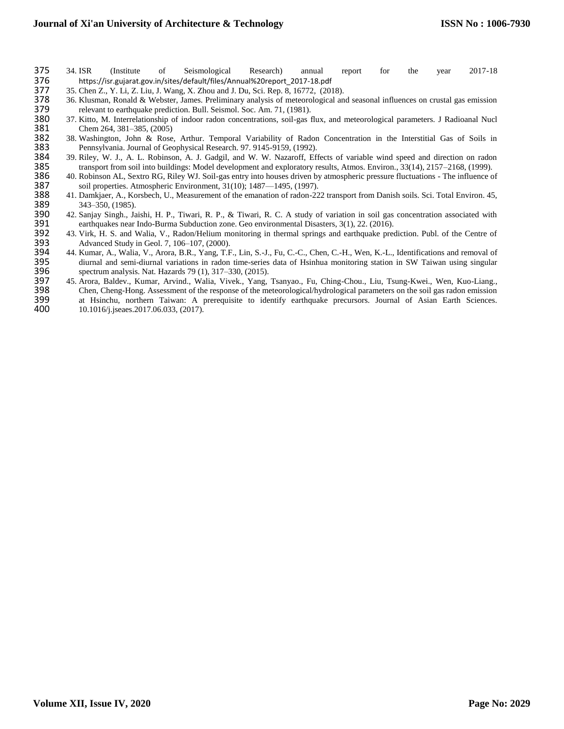34. ISR (Institute of Seismological Research) annual report for the year 2017-18 https://isr.gujarat.gov.in/sites/default/files/Annual%20report_2017-18.pdf
35. Chen Z., Y. Li, Z. Liu, J. Wang, X. Zhou and J. Du, Sci. Rep. 8, 16772, (2018).
36. Klusman, Ronald & Webster, James. Preliminary analysis of meteorological and seasonal influences on crustal gas emission relevant to earthquake prediction. Bull. Seismol. Soc. Am. 71, (1981).
37. Kitto, M. Interrelationship of indoor radon concentrations, soil-gas flux, and meteorological parameters. J Radioanal Nucl Chem 264, 381–385, (2005)
38. Washington, John & Rose, Arthur. Temporal Variability of Radon Concentration in the Interstitial Gas of Soils in Pennsylvania. Journal of Geophysical Research. 97. 9145-9159, (1992).
39. Riley, W. J., A. L. Robinson, A. J. Gadgil, and W. W. Nazaroff, Effects of variable wind speed and direction on radon transport from soil into buildings: Model development and exploratory results, Atmos. Environ., 33(14), 2157–2168, (1999).
40. Robinson AL, Sextro RG, Riley WJ. Soil-gas entry into houses driven by atmospheric pressure fluctuations - The influence of soil properties. Atmospheric Environment, 31(10); 1487—1495, (1997).
41. Damkjaer, A., Korsbech, U., Measurement of the emanation of radon-222 transport from Danish soils. Sci. Total Environ. 45, 343–350, (1985).
42. Sanjay Singh., Jaishi, H. P., Tiwari, R. P., & Tiwari, R. C. A study of variation in soil gas concentration associated with earthquakes near Indo-Burma Subduction zone. Geo environmental Disasters, 3(1), 22. (2016).
43. Virk, H. S. and Walia, V., Radon/Helium monitoring in thermal springs and earthquake prediction. Publ. of the Centre of Advanced Study in Geol. 7, 106–107, (2000).
44. Kumar, A., Walia, V., Arora, B.R., Yang, T.F., Lin, S.-J., Fu, C.-C., Chen, C.-H., Wen, K.-L., Identifications and removal of diurnal and semi-diurnal variations in radon time-series data of Hsinhua monitoring station in SW Taiwan using singular spectrum analysis. Nat. Hazards 79 (1), 317–330, (2015).
45. Arora, Baldev., Kumar, Arvind., Walia, Vivek., Yang, Tsanyao., Fu, Ching-Chou., Liu, Tsung-Kwei., Wen, Kuo-Liang., Chen, Cheng-Hong. Assessment of the response of the meteorological/hydrological parameters on the soil gas radon emission at Hsinchu, northern Taiwan: A prerequisite to identify earthquake precursors. Journal of Asian Earth Sciences. 10.1016/j.jseaes.2017.06.033, (2017).